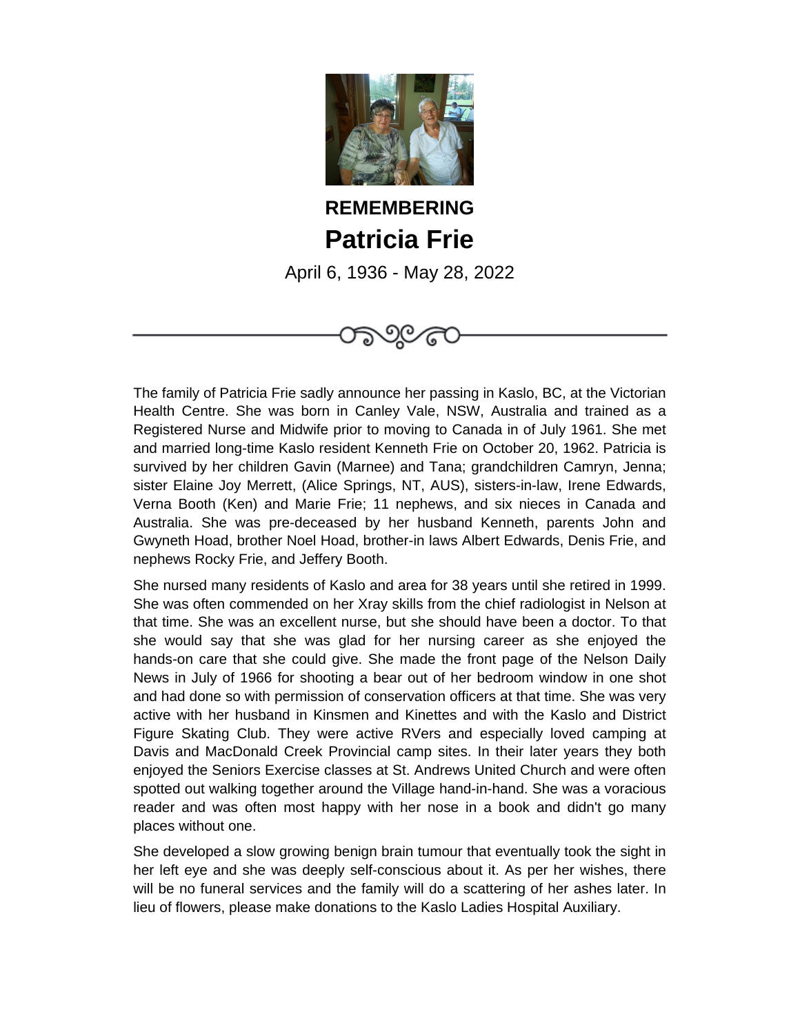**REMEMBERING**

# Patricia Frie

April 6, 1936 - May 28, 2022

The family of Patricia Frie sadly announce her passing in Kaslo, BC, at the Victorian Health Centre. She was born in Canley Vale, NSW, Australia and trained as a Registered Nurse and Midwife prior to moving to Canada in of July 1961. She met and married long-time Kaslo resident Kenneth Frie on October 20, 1962. Patricia is survived by her children Gavin (Marnee) and Tana; grandchildren Camryn, Jenna; sister Elaine Joy Merrett, (Alice Springs, NT, AUS), sisters-in-law, Irene Edwards, Verna Booth (Ken) and Marie Frie; 11 nephews, and six nieces in Canada and Australia. She was pre-deceased by her husband Kenneth, parents John and Gwyneth Hoad, brother Noel Hoad, brother-in laws Albert Edwards, Denis Frie, and nephews Rocky Frie, and Jeffery Booth.

She nursed many residents of Kaslo and area for 38 years until she retired in 1999. She was often commended on her Xray skills from the chief radiologist in Nelson at that time. She was an excellent nurse, but she should have been a doctor. To that she would say that she was glad for her nursing career as she enjoyed the hands-on care that she could give. She made the front page of the Nelson Daily News in July of 1966 for shooting a bear out of her bedroom window in one shot and had done so with permission of conservation officers at that time. She was very active with her husband in Kinsmen and Kinettes and with the Kaslo and District Figure Skating Club. They were active RVers and especially loved camping at Davis and MacDonald Creek Provincial camp sites. In their later years they both enjoyed the Seniors Exercise classes at St. Andrews United Church and were often spotted out walking together around the Village hand-in-hand. She was a voracious reader and was often most happy with her nose in a book and didn't go many places without one.

She developed a slow growing benign brain tumour that eventually took the sight in her left eye and she was deeply self-conscious about it. As per her wishes, there will be no funeral services and the family will do a scattering of her ashes later. In lieu of flowers, please make donations to the Kaslo Ladies Hospital Auxiliary.